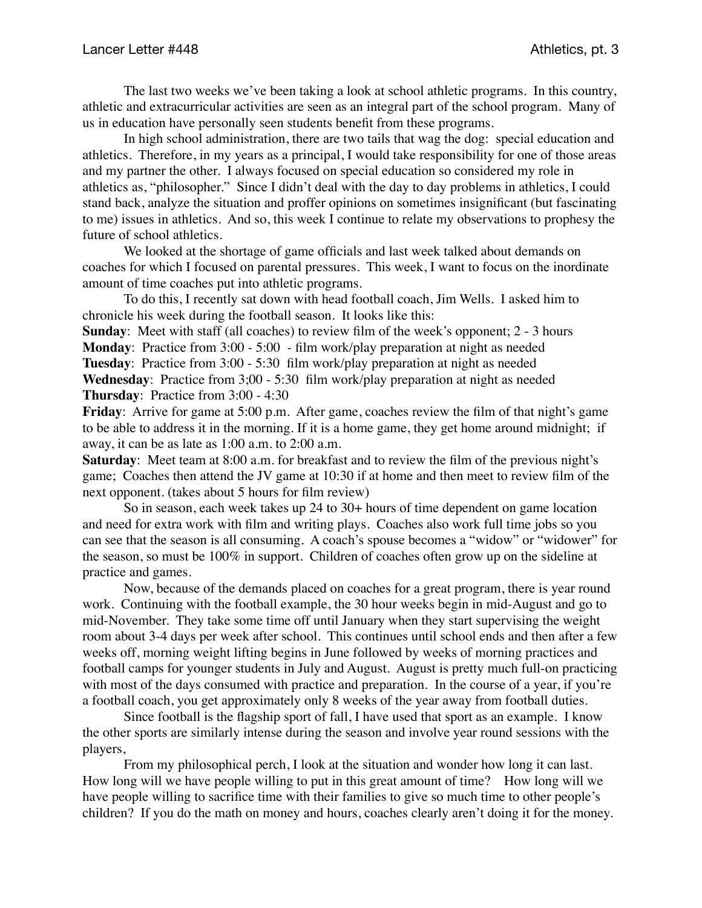The last two weeks we've been taking a look at school athletic programs. In this country, athletic and extracurricular activities are seen as an integral part of the school program. Many of us in education have personally seen students benefit from these programs.

In high school administration, there are two tails that wag the dog: special education and athletics. Therefore, in my years as a principal, I would take responsibility for one of those areas and my partner the other. I always focused on special education so considered my role in athletics as, "philosopher." Since I didn't deal with the day to day problems in athletics, I could stand back, analyze the situation and proffer opinions on sometimes insignificant (but fascinating to me) issues in athletics. And so, this week I continue to relate my observations to prophesy the future of school athletics.

We looked at the shortage of game officials and last week talked about demands on coaches for which I focused on parental pressures. This week, I want to focus on the inordinate amount of time coaches put into athletic programs.

To do this, I recently sat down with head football coach, Jim Wells. I asked him to chronicle his week during the football season. It looks like this:

**Sunday**: Meet with staff (all coaches) to review film of the week's opponent; 2 - 3 hours
**Monday**: Practice from 3:00 - 5:00 - film work/play preparation at night as needed
**Tuesday**: Practice from 3:00 - 5:30 film work/play preparation at night as needed
**Wednesday**: Practice from 3;00 - 5:30 film work/play preparation at night as needed
**Thursday**: Practice from 3:00 - 4:30
**Friday**: Arrive for game at 5:00 p.m. After game, coaches review the film of that night's game to be able to address it in the morning. If it is a home game, they get home around midnight; if away, it can be as late as 1:00 a.m. to 2:00 a.m.
**Saturday**: Meet team at 8:00 a.m. for breakfast and to review the film of the previous night's game; Coaches then attend the JV game at 10:30 if at home and then meet to review film of the next opponent. (takes about 5 hours for film review)

So in season, each week takes up 24 to 30+ hours of time dependent on game location and need for extra work with film and writing plays. Coaches also work full time jobs so you can see that the season is all consuming. A coach's spouse becomes a "widow" or "widower" for the season, so must be 100% in support. Children of coaches often grow up on the sideline at practice and games.

Now, because of the demands placed on coaches for a great program, there is year round work. Continuing with the football example, the 30 hour weeks begin in mid-August and go to mid-November. They take some time off until January when they start supervising the weight room about 3-4 days per week after school. This continues until school ends and then after a few weeks off, morning weight lifting begins in June followed by weeks of morning practices and football camps for younger students in July and August. August is pretty much full-on practicing with most of the days consumed with practice and preparation. In the course of a year, if you're a football coach, you get approximately only 8 weeks of the year away from football duties.

Since football is the flagship sport of fall, I have used that sport as an example. I know the other sports are similarly intense during the season and involve year round sessions with the players,

From my philosophical perch, I look at the situation and wonder how long it can last. How long will we have people willing to put in this great amount of time? How long will we have people willing to sacrifice time with their families to give so much time to other people's children? If you do the math on money and hours, coaches clearly aren't doing it for the money.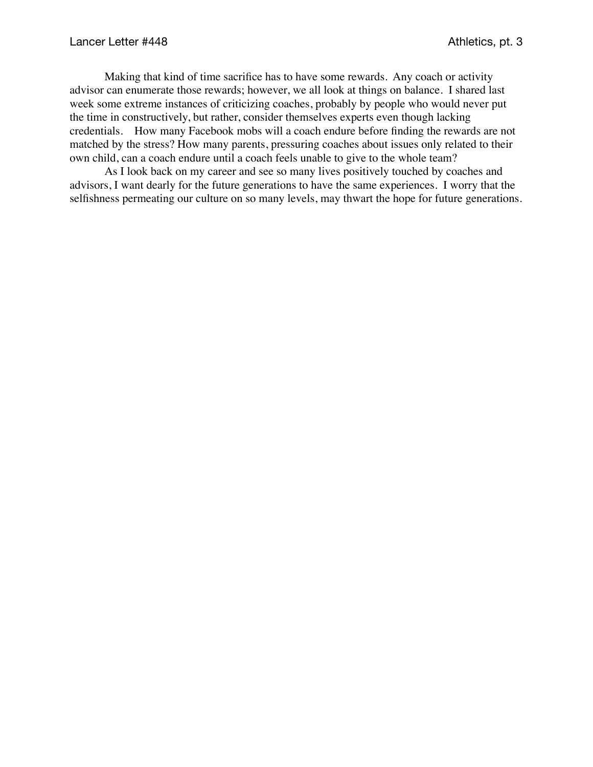Making that kind of time sacrifice has to have some rewards. Any coach or activity advisor can enumerate those rewards; however, we all look at things on balance. I shared last week some extreme instances of criticizing coaches, probably by people who would never put the time in constructively, but rather, consider themselves experts even though lacking credentials. How many Facebook mobs will a coach endure before finding the rewards are not matched by the stress? How many parents, pressuring coaches about issues only related to their own child, can a coach endure until a coach feels unable to give to the whole team?

As I look back on my career and see so many lives positively touched by coaches and advisors, I want dearly for the future generations to have the same experiences. I worry that the selfishness permeating our culture on so many levels, may thwart the hope for future generations.